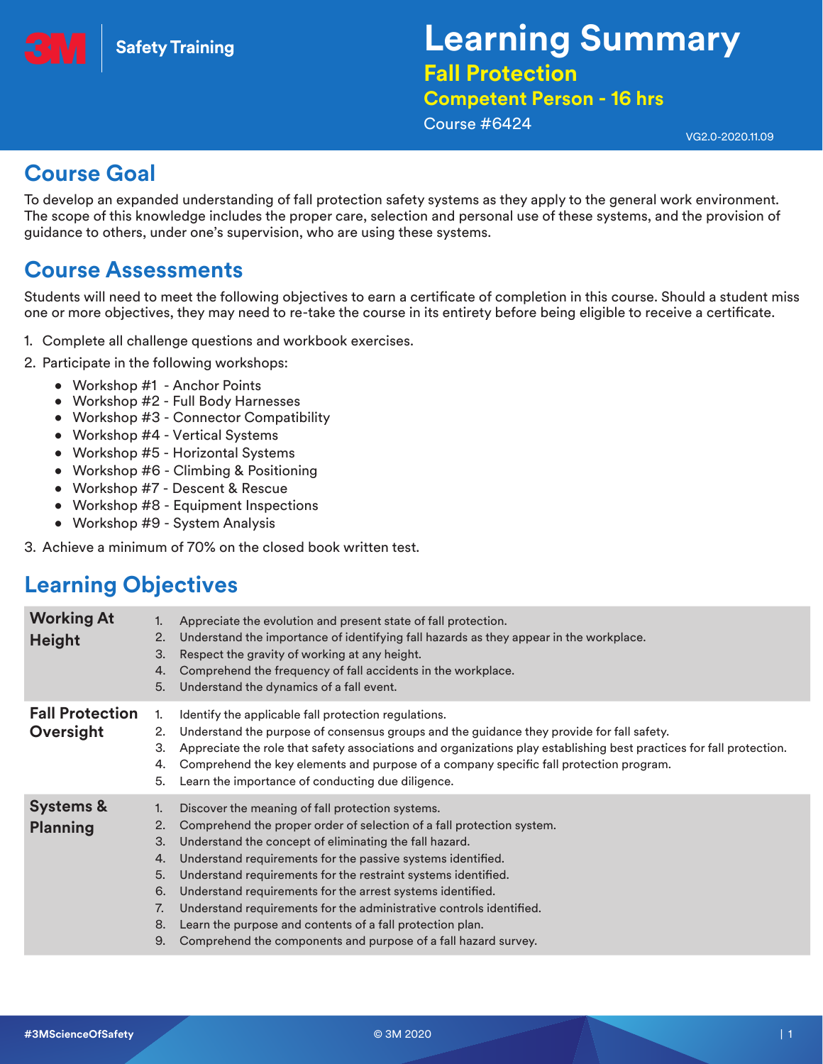3M Safety Training

# Learning Summary

## Fall Protection

## Competent Person - 16 hrs

Course #6424

VG2.0-2020.11.09

## Course Goal

To develop an expanded understanding of fall protection safety systems as they apply to the general work environment. The scope of this knowledge includes the proper care, selection and personal use of these systems, and the provision of guidance to others, under one's supervision, who are using these systems.

## Course Assessments

Students will need to meet the following objectives to earn a certificate of completion in this course. Should a student miss one or more objectives, they may need to re-take the course in its entirety before being eligible to receive a certificate.

1. Complete all challenge questions and workbook exercises.
2. Participate in the following workshops:
   - Workshop #1 - Anchor Points
   - Workshop #2 - Full Body Harnesses
   - Workshop #3 - Connector Compatibility
   - Workshop #4 - Vertical Systems
   - Workshop #5 - Horizontal Systems
   - Workshop #6 - Climbing & Positioning
   - Workshop #7 - Descent & Rescue
   - Workshop #8 - Equipment Inspections
   - Workshop #9 - System Analysis
3. Achieve a minimum of 70% on the closed book written test.

## Learning Objectives

| | |
|---|---|
| **Working At Height** | 1. Appreciate the evolution and present state of fall protection.<br>2. Understand the importance of identifying fall hazards as they appear in the workplace.<br>3. Respect the gravity of working at any height.<br>4. Comprehend the frequency of fall accidents in the workplace.<br>5. Understand the dynamics of a fall event. |
| **Fall Protection Oversight** | 1. Identify the applicable fall protection regulations.<br>2. Understand the purpose of consensus groups and the guidance they provide for fall safety.<br>3. Appreciate the role that safety associations and organizations play establishing best practices for fall protection.<br>4. Comprehend the key elements and purpose of a company specific fall protection program.<br>5. Learn the importance of conducting due diligence. |
| **Systems & Planning** | 1. Discover the meaning of fall protection systems.<br>2. Comprehend the proper order of selection of a fall protection system.<br>3. Understand the concept of eliminating the fall hazard.<br>4. Understand requirements for the passive systems identified.<br>5. Understand requirements for the restraint systems identified.<br>6. Understand requirements for the arrest systems identified.<br>7. Understand requirements for the administrative controls identified.<br>8. Learn the purpose and contents of a fall protection plan.<br>9. Comprehend the components and purpose of a fall hazard survey. |

#3MScienceOfSafety

© 3M 2020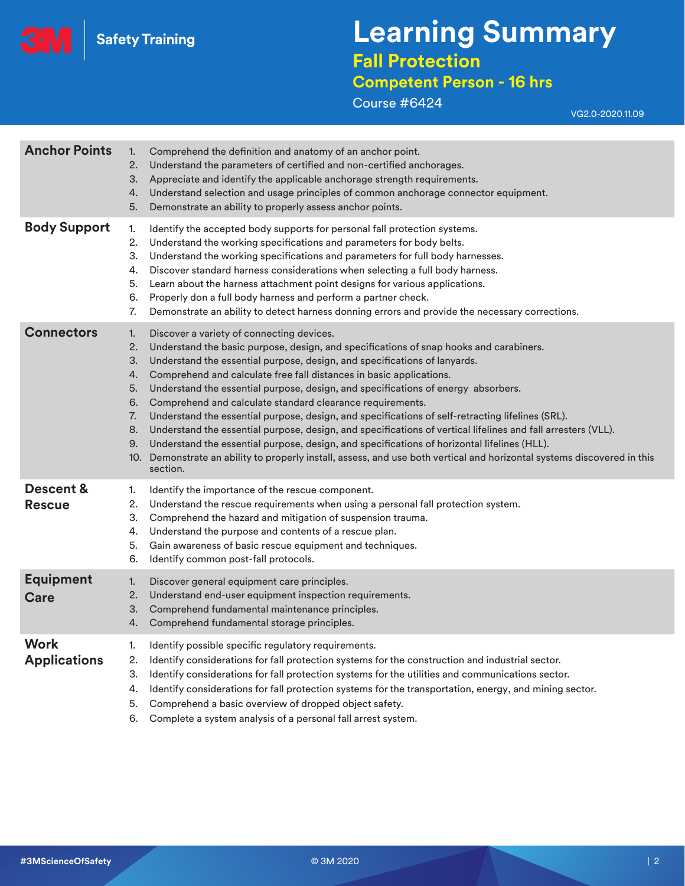# Learning Summary

## Fall Protection

## Competent Person - 16 hrs

Course #6424

VG2.0-2020.11.09

### Anchor Points

1. Comprehend the definition and anatomy of an anchor point.
2. Understand the parameters of certified and non-certified anchorages.
3. Appreciate and identify the applicable anchorage strength requirements.
4. Understand selection and usage principles of common anchorage connector equipment.
5. Demonstrate an ability to properly assess anchor points.

### Body Support

1. Identify the accepted body supports for personal fall protection systems.
2. Understand the working specifications and parameters for body belts.
3. Understand the working specifications and parameters for full body harnesses.
4. Discover standard harness considerations when selecting a full body harness.
5. Learn about the harness attachment point designs for various applications.
6. Properly don a full body harness and perform a partner check.
7. Demonstrate an ability to detect harness donning errors and provide the necessary corrections.

### Connectors

1. Discover a variety of connecting devices.
2. Understand the basic purpose, design, and specifications of snap hooks and carabiners.
3. Understand the essential purpose, design, and specifications of lanyards.
4. Comprehend and calculate free fall distances in basic applications.
5. Understand the essential purpose, design, and specifications of energy absorbers.
6. Comprehend and calculate standard clearance requirements.
7. Understand the essential purpose, design, and specifications of self-retracting lifelines (SRL).
8. Understand the essential purpose, design, and specifications of vertical lifelines and fall arresters (VLL).
9. Understand the essential purpose, design, and specifications of horizontal lifelines (HLL).
10. Demonstrate an ability to properly install, assess, and use both vertical and horizontal systems discovered in this section.

### Descent & Rescue

1. Identify the importance of the rescue component.
2. Understand the rescue requirements when using a personal fall protection system.
3. Comprehend the hazard and mitigation of suspension trauma.
4. Understand the purpose and contents of a rescue plan.
5. Gain awareness of basic rescue equipment and techniques.
6. Identify common post-fall protocols.

### Equipment Care

1. Discover general equipment care principles.
2. Understand end-user equipment inspection requirements.
3. Comprehend fundamental maintenance principles.
4. Comprehend fundamental storage principles.

### Work Applications

1. Identify possible specific regulatory requirements.
2. Identify considerations for fall protection systems for the construction and industrial sector.
3. Identify considerations for fall protection systems for the utilities and communications sector.
4. Identify considerations for fall protection systems for the transportation, energy, and mining sector.
5. Comprehend a basic overview of dropped object safety.
6. Complete a system analysis of a personal fall arrest system.